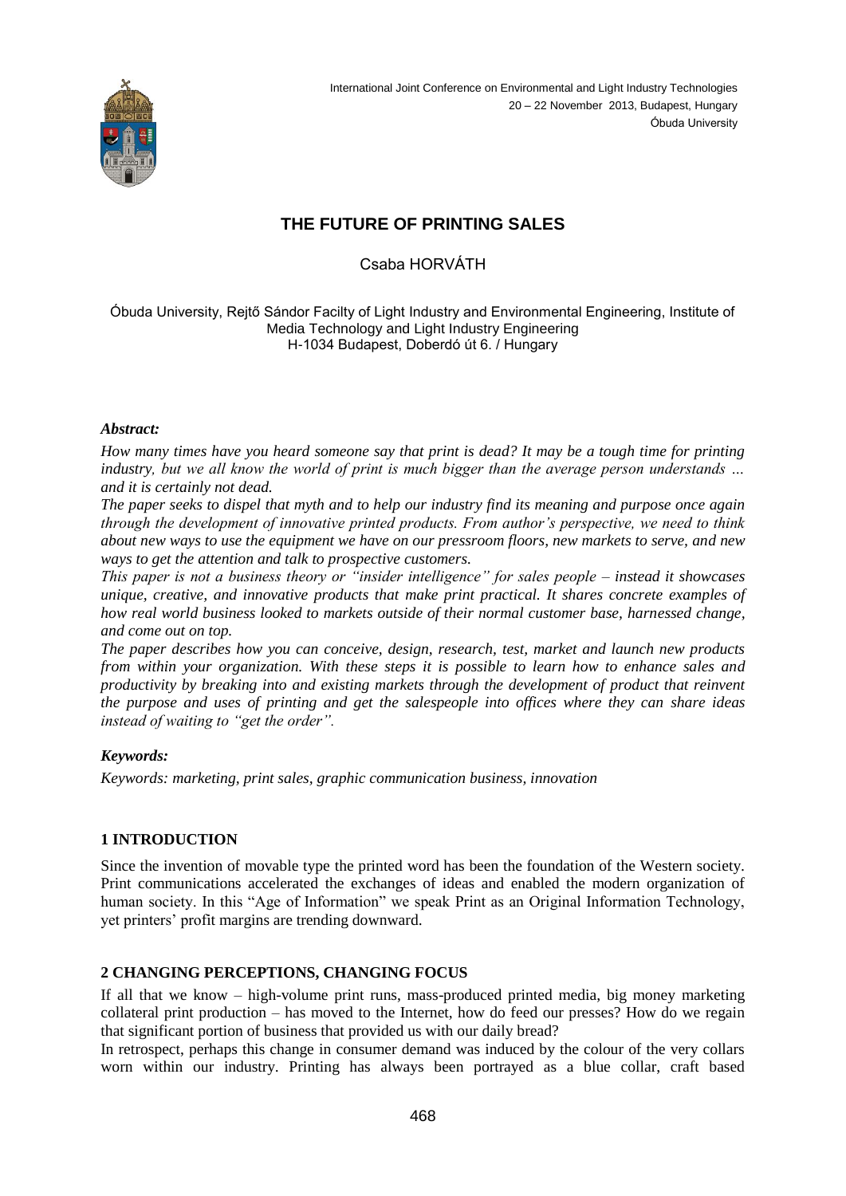# THE FUTURE OF PRINTING SALES

Csaba HORVÁTH

Óbuda University, Rejtő Sándor Facilty of Light Industry and Environmental Engineering, Institute of Media Technology and Light Industry Engineering
H-1034 Budapest, Doberdó út 6. / Hungary

***Abstract:***

*How many times have you heard someone say that print is dead? It may be a tough time for printing industry, but we all know the world of print is much bigger than the average person understands … and it is certainly not dead.*

*The paper seeks to dispel that myth and to help our industry find its meaning and purpose once again through the development of innovative printed products. From author's perspective, we need to think about new ways to use the equipment we have on our pressroom floors, new markets to serve, and new ways to get the attention and talk to prospective customers.*

*This paper is not a business theory or "insider intelligence" for sales people – instead it showcases unique, creative, and innovative products that make print practical. It shares concrete examples of how real world business looked to markets outside of their normal customer base, harnessed change, and come out on top.*

*The paper describes how you can conceive, design, research, test, market and launch new products from within your organization. With these steps it is possible to learn how to enhance sales and productivity by breaking into and existing markets through the development of product that reinvent the purpose and uses of printing and get the salespeople into offices where they can share ideas instead of waiting to "get the order".*

***Keywords:***

*Keywords: marketing, print sales, graphic communication business, innovation*

## 1 INTRODUCTION

Since the invention of movable type the printed word has been the foundation of the Western society. Print communications accelerated the exchanges of ideas and enabled the modern organization of human society. In this "Age of Information" we speak Print as an Original Information Technology, yet printers' profit margins are trending downward.

## 2 CHANGING PERCEPTIONS, CHANGING FOCUS

If all that we know – high-volume print runs, mass-produced printed media, big money marketing collateral print production – has moved to the Internet, how do feed our presses? How do we regain that significant portion of business that provided us with our daily bread?

In retrospect, perhaps this change in consumer demand was induced by the colour of the very collars worn within our industry. Printing has always been portrayed as a blue collar, craft based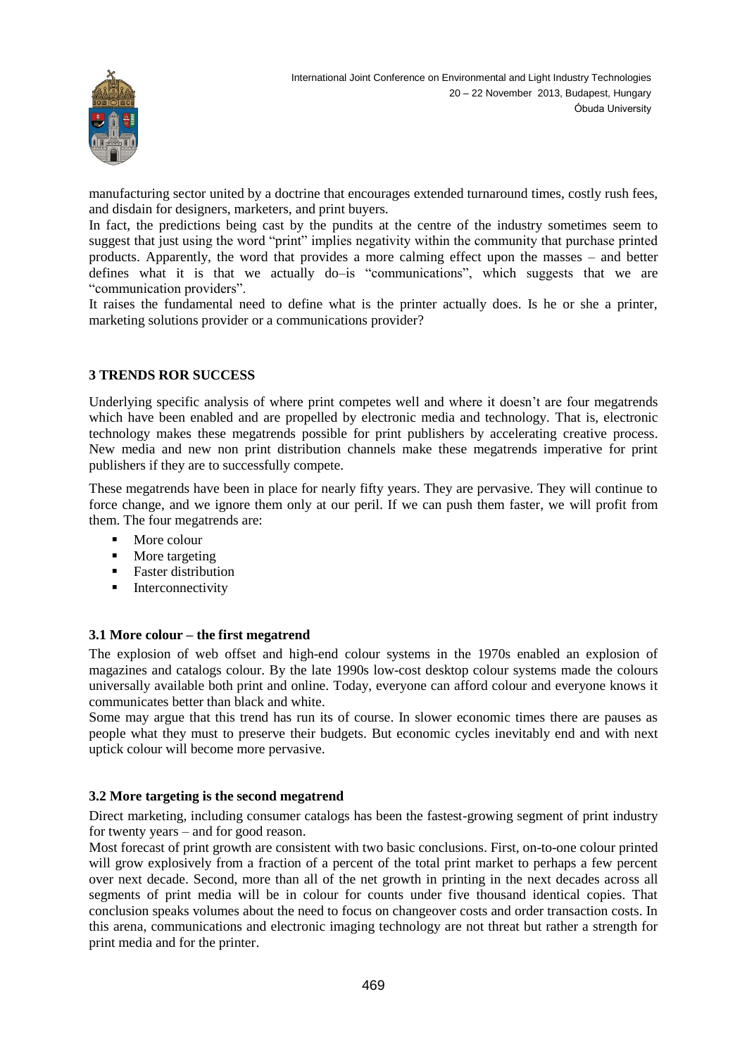manufacturing sector united by a doctrine that encourages extended turnaround times, costly rush fees, and disdain for designers, marketers, and print buyers.

In fact, the predictions being cast by the pundits at the centre of the industry sometimes seem to suggest that just using the word "print" implies negativity within the community that purchase printed products. Apparently, the word that provides a more calming effect upon the masses – and better defines what it is that we actually do–is "communications", which suggests that we are "communication providers".

It raises the fundamental need to define what is the printer actually does. Is he or she a printer, marketing solutions provider or a communications provider?

## 3 TRENDS ROR SUCCESS

Underlying specific analysis of where print competes well and where it doesn't are four megatrends which have been enabled and are propelled by electronic media and technology. That is, electronic technology makes these megatrends possible for print publishers by accelerating creative process. New media and new non print distribution channels make these megatrends imperative for print publishers if they are to successfully compete.

These megatrends have been in place for nearly fifty years. They are pervasive. They will continue to force change, and we ignore them only at our peril. If we can push them faster, we will profit from them. The four megatrends are:

- More colour
- More targeting
- Faster distribution
- Interconnectivity

### 3.1 More colour – the first megatrend

The explosion of web offset and high-end colour systems in the 1970s enabled an explosion of magazines and catalogs colour. By the late 1990s low-cost desktop colour systems made the colours universally available both print and online. Today, everyone can afford colour and everyone knows it communicates better than black and white.

Some may argue that this trend has run its of course. In slower economic times there are pauses as people what they must to preserve their budgets. But economic cycles inevitably end and with next uptick colour will become more pervasive.

### 3.2 More targeting is the second megatrend

Direct marketing, including consumer catalogs has been the fastest-growing segment of print industry for twenty years – and for good reason.

Most forecast of print growth are consistent with two basic conclusions. First, on-to-one colour printed will grow explosively from a fraction of a percent of the total print market to perhaps a few percent over next decade. Second, more than all of the net growth in printing in the next decades across all segments of print media will be in colour for counts under five thousand identical copies. That conclusion speaks volumes about the need to focus on changeover costs and order transaction costs. In this arena, communications and electronic imaging technology are not threat but rather a strength for print media and for the printer.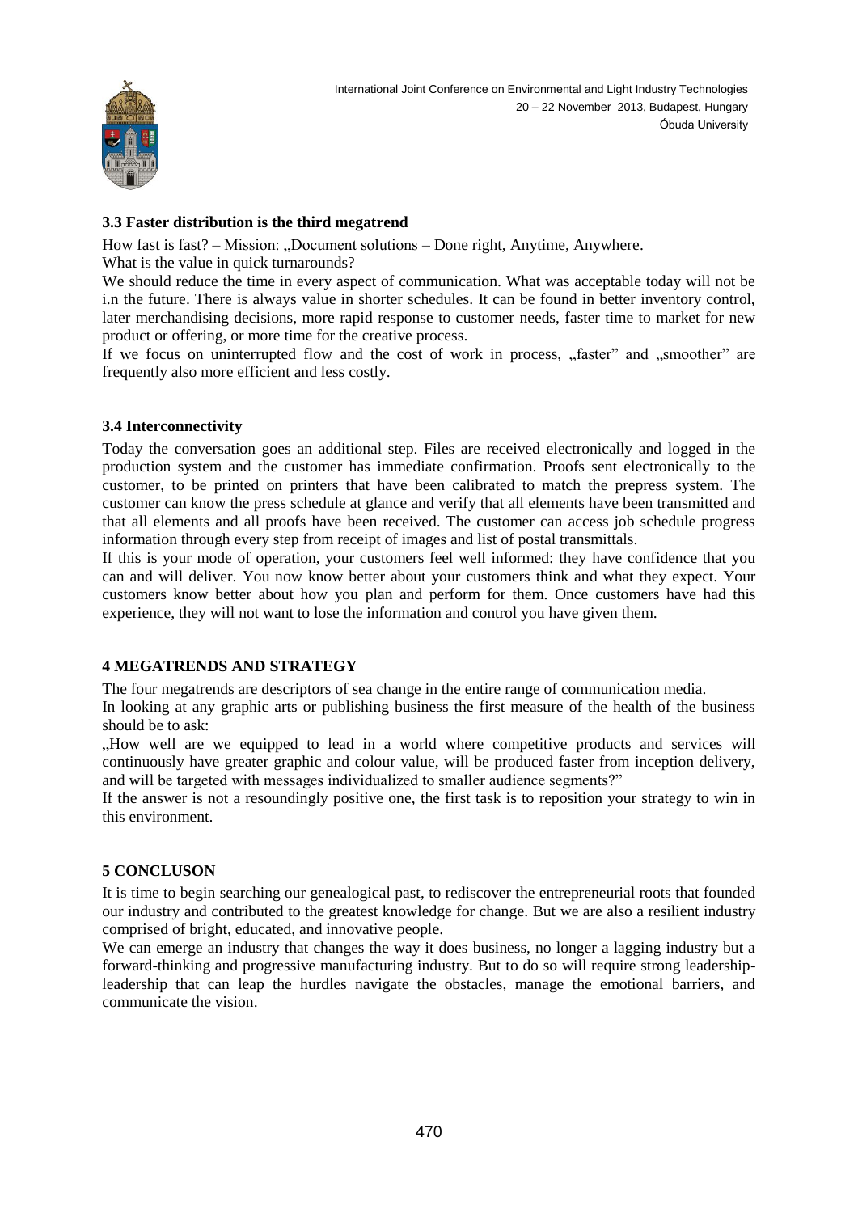### 3.3 Faster distribution is the third megatrend

How fast is fast? – Mission: „Document solutions – Done right, Anytime, Anywhere.
What is the value in quick turnarounds?

We should reduce the time in every aspect of communication. What was acceptable today will not be i.n the future. There is always value in shorter schedules. It can be found in better inventory control, later merchandising decisions, more rapid response to customer needs, faster time to market for new product or offering, or more time for the creative process.

If we focus on uninterrupted flow and the cost of work in process, „faster" and „smoother" are frequently also more efficient and less costly.

### 3.4 Interconnectivity

Today the conversation goes an additional step. Files are received electronically and logged in the production system and the customer has immediate confirmation. Proofs sent electronically to the customer, to be printed on printers that have been calibrated to match the prepress system. The customer can know the press schedule at glance and verify that all elements have been transmitted and that all elements and all proofs have been received. The customer can access job schedule progress information through every step from receipt of images and list of postal transmittals.

If this is your mode of operation, your customers feel well informed: they have confidence that you can and will deliver. You now know better about your customers think and what they expect. Your customers know better about how you plan and perform for them. Once customers have had this experience, they will not want to lose the information and control you have given them.

## 4 MEGATRENDS AND STRATEGY

The four megatrends are descriptors of sea change in the entire range of communication media.

In looking at any graphic arts or publishing business the first measure of the health of the business should be to ask:

„How well are we equipped to lead in a world where competitive products and services will continuously have greater graphic and colour value, will be produced faster from inception delivery, and will be targeted with messages individualized to smaller audience segments?"

If the answer is not a resoundingly positive one, the first task is to reposition your strategy to win in this environment.

## 5 CONCLUSON

It is time to begin searching our genealogical past, to rediscover the entrepreneurial roots that founded our industry and contributed to the greatest knowledge for change. But we are also a resilient industry comprised of bright, educated, and innovative people.

We can emerge an industry that changes the way it does business, no longer a lagging industry but a forward-thinking and progressive manufacturing industry. But to do so will require strong leadership-leadership that can leap the hurdles navigate the obstacles, manage the emotional barriers, and communicate the vision.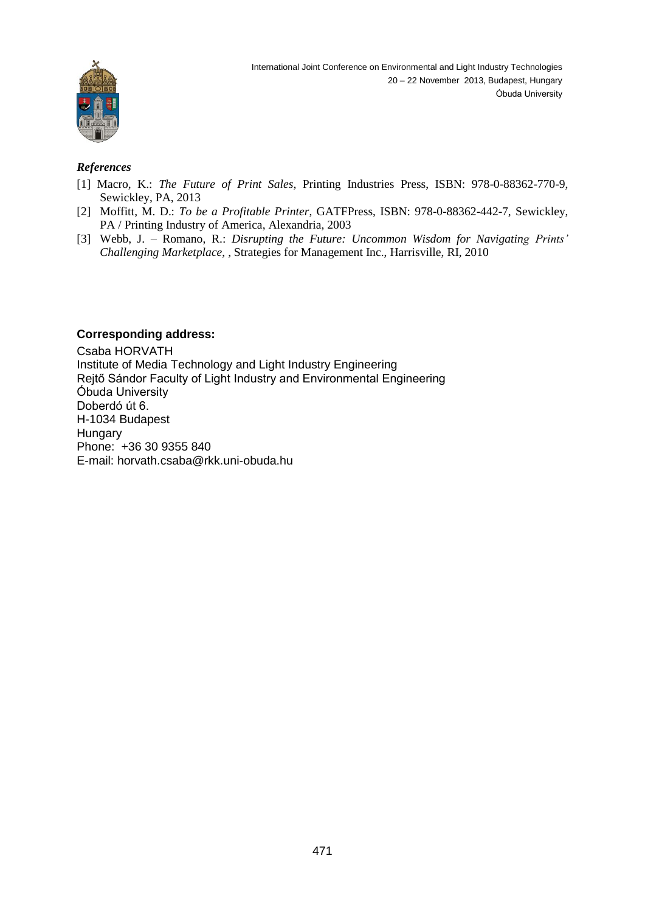### *References*

[1] Macro, K.: *The Future of Print Sales*, Printing Industries Press, ISBN: 978-0-88362-770-9, Sewickley, PA, 2013

[2] Moffitt, M. D.: *To be a Profitable Printer*, GATFPress, ISBN: 978-0-88362-442-7, Sewickley, PA / Printing Industry of America, Alexandria, 2003

[3] Webb, J. – Romano, R.: *Disrupting the Future: Uncommon Wisdom for Navigating Prints' Challenging Marketplace*, , Strategies for Management Inc., Harrisville, RI, 2010

**Corresponding address:**

Csaba HORVATH
Institute of Media Technology and Light Industry Engineering
Rejtő Sándor Faculty of Light Industry and Environmental Engineering
Óbuda University
Doberdó út 6.
H-1034 Budapest
Hungary
Phone: +36 30 9355 840
E-mail: horvath.csaba@rkk.uni-obuda.hu